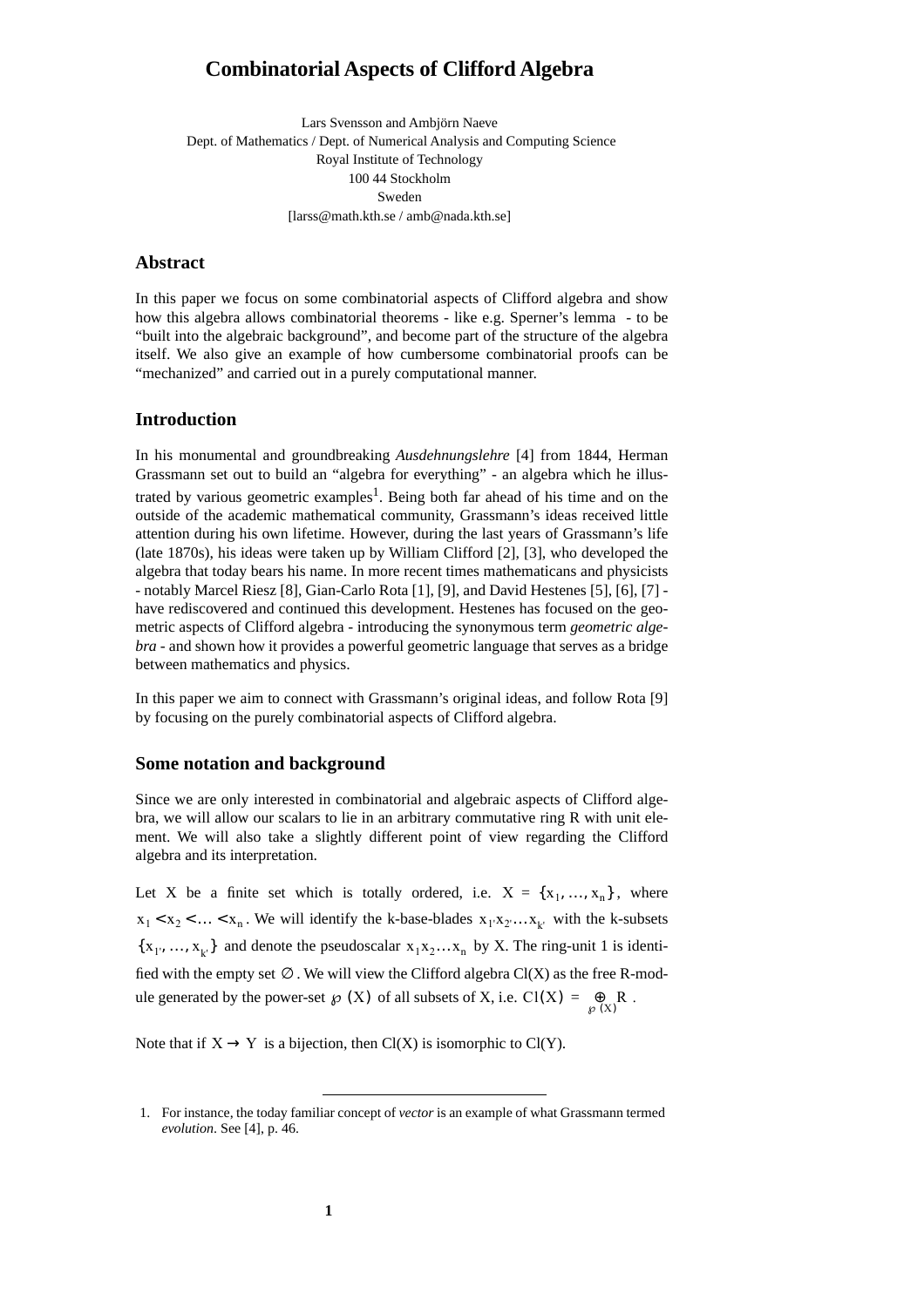# Combinatorial Aspects of Clifford Algebra

Lars Svensson and Ambjörn Naeve
Dept. of Mathematics / Dept. of Numerical Analysis and Computing Science
Royal Institute of Technology
100 44 Stockholm
Sweden
[larss@math.kth.se / amb@nada.kth.se]

## Abstract

In this paper we focus on some combinatorial aspects of Clifford algebra and show how this algebra allows combinatorial theorems - like e.g. Sperner's lemma - to be "built into the algebraic background", and become part of the structure of the algebra itself. We also give an example of how cumbersome combinatorial proofs can be "mechanized" and carried out in a purely computational manner.

## Introduction

In his monumental and groundbreaking *Ausdehnungslehre* [4] from 1844, Herman Grassmann set out to build an "algebra for everything" - an algebra which he illustrated by various geometric examples[1]. Being both far ahead of his time and on the outside of the academic mathematical community, Grassmann's ideas received little attention during his own lifetime. However, during the last years of Grassmann's life (late 1870s), his ideas were taken up by William Clifford [2], [3], who developed the algebra that today bears his name. In more recent times mathematicans and physicists - notably Marcel Riesz [8], Gian-Carlo Rota [1], [9], and David Hestenes [5], [6], [7] - have rediscovered and continued this development. Hestenes has focused on the geometric aspects of Clifford algebra - introducing the synonymous term *geometric algebra* - and shown how it provides a powerful geometric language that serves as a bridge between mathematics and physics.

In this paper we aim to connect with Grassmann's original ideas, and follow Rota [9] by focusing on the purely combinatorial aspects of Clifford algebra.

## Some notation and background

Since we are only interested in combinatorial and algebraic aspects of Clifford algebra, we will allow our scalars to lie in an arbitrary commutative ring R with unit element. We will also take a slightly different point of view regarding the Clifford algebra and its interpretation.

Let X be a finite set which is totally ordered, i.e. $X = \{x_1, \ldots, x_n\}$, where $x_1 < x_2 < \ldots < x_n$. We will identify the k-base-blades $x_{1'}x_{2'}\ldots x_{k'}$ with the k-subsets $\{x_{1'}, \ldots, x_{k'}\}$ and denote the pseudoscalar $x_1 x_2 \ldots x_n$ by X. The ring-unit 1 is identified with the empty set $\emptyset$. We will view the Clifford algebra Cl(X) as the free R-module generated by the power-set $\wp(X)$ of all subsets of X, i.e. $Cl(X) = \bigoplus_{\wp(X)} R$.

Note that if $X \to Y$ is a bijection, then Cl(X) is isomorphic to Cl(Y).

1. For instance, the today familiar concept of *vector* is an example of what Grassmann termed *evolution*. See [4], p. 46.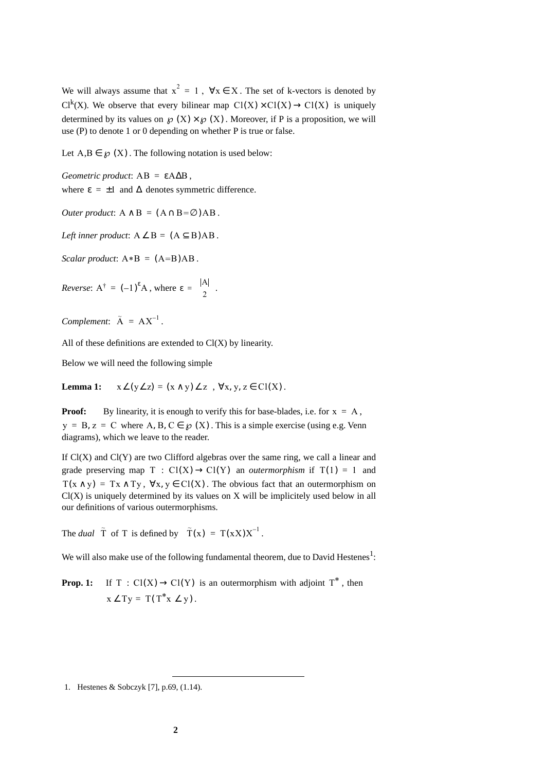We will always assume that $x^2 = 1$, $\forall x \in X$. The set of k-vectors is denoted by $Cl^k(X)$. We observe that every bilinear map $Cl(X) \times Cl(X) \to Cl(X)$ is uniquely determined by its values on $\wp(X) \times \wp(X)$. Moreover, if P is a proposition, we will use (P) to denote 1 or 0 depending on whether P is true or false.

Let $A, B \in \wp(X)$. The following notation is used below:

*Geometric product*: $AB = \varepsilon A \Delta B$,
where $\varepsilon = \pm 1$ and $\Delta$ denotes symmetric difference.

*Outer product*: $A \wedge B = (A \cap B = \emptyset) AB$.

*Left inner product*: $A \angle B = (A \subseteq B) AB$.

*Scalar product*: $A * B = (A = B) AB$.

*Reverse*: $A^\dagger = (-1)^\varepsilon A$, where $\varepsilon = \binom{|A|}{2}$.

*Complement*: $\tilde{A} = AX^{-1}$.

All of these definitions are extended to Cl(X) by linearity.

Below we will need the following simple

**Lemma 1:** $x \angle (y \angle z) = (x \wedge y) \angle z$, $\forall x, y, z \in Cl(X)$.

**Proof:** By linearity, it is enough to verify this for base-blades, i.e. for $x = A$, $y = B, z = C$ where $A, B, C \in \wp(X)$. This is a simple exercise (using e.g. Venn diagrams), which we leave to the reader.

If Cl(X) and Cl(Y) are two Clifford algebras over the same ring, we call a linear and grade preserving map $T : Cl(X) \to Cl(Y)$ an *outermorphism* if $T(1) = 1$ and $T(x \wedge y) = Tx \wedge Ty$, $\forall x, y \in Cl(X)$. The obvious fact that an outermorphism on Cl(X) is uniquely determined by its values on X will be implicitely used below in all our definitions of various outermorphisms.

The *dual* $\tilde{T}$ of $T$ is defined by $\tilde{T}(x) = T(xX)X^{-1}$.

We will also make use of the following fundamental theorem, due to David Hestenes[1]:

**Prop. 1:** If $T : Cl(X) \to Cl(Y)$ is an outermorphism with adjoint $T^*$, then $x \angle Ty = T(T^* x \angle y)$.

1. Hestenes & Sobczyk [7], p.69, (1.14).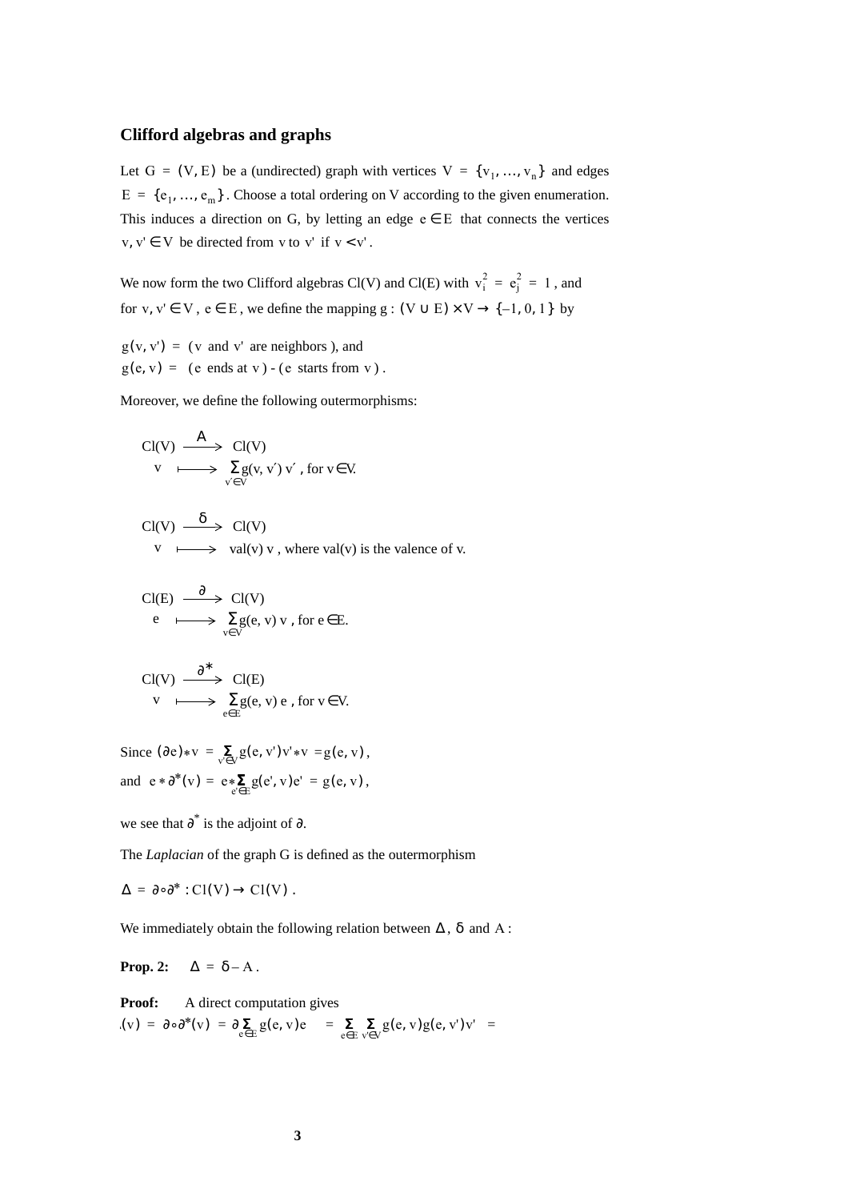### Clifford algebras and graphs

Let $G = (V, E)$ be a (undirected) graph with vertices $V = \{v_1, \ldots, v_n\}$ and edges $E = \{e_1, \ldots, e_m\}$. Choose a total ordering on V according to the given enumeration. This induces a direction on G, by letting an edge $e \in E$ that connects the vertices $v, v' \in V$ be directed from $v$ to $v'$ if $v < v'$.

We now form the two Clifford algebras Cl(V) and Cl(E) with $v_i^2 = e_j^2 = 1$, and for $v, v' \in V$, $e \in E$, we define the mapping $g : (V \cup E) \times V \to \{-1, 0, 1\}$ by

$g(v, v') =$ ($v$ and $v'$ are neighbors), and
$g(e, v) =$ ($e$ ends at $v$) - ($e$ starts from $v$).

Moreover, we define the following outermorphisms:

$$\mathrm{Cl}(V) \xrightarrow{A} \mathrm{Cl}(V)$$
$$v \longmapsto \sum_{v' \in V} g(v, v')\, v' \text{, for } v \in V.$$

$$\mathrm{Cl}(V) \xrightarrow{\delta} \mathrm{Cl}(V)$$
$$v \longmapsto \mathrm{val}(v)\, v \text{, where val(v) is the valence of v.}$$

$$\mathrm{Cl}(E) \xrightarrow{\partial} \mathrm{Cl}(V)$$
$$e \longmapsto \sum_{v \in V} g(e, v)\, v \text{, for } e \in E.$$

$$\mathrm{Cl}(V) \xrightarrow{\partial^*} \mathrm{Cl}(E)$$
$$v \longmapsto \sum_{e \in E} g(e, v)\, e \text{, for } v \in V.$$

Since $(\partial e) * v = \sum_{v' \in V} g(e, v')v' * v = g(e, v)$,
and $e * \partial^*(v) = e * \sum_{e' \in E} g(e', v)e' = g(e, v)$,

we see that $\partial^*$ is the adjoint of $\partial$.

The *Laplacian* of the graph G is defined as the outermorphism

$\Delta = \partial \circ \partial^* : \mathrm{Cl}(V) \to \mathrm{Cl}(V)$.

We immediately obtain the following relation between $\Delta$, $\delta$ and $A$:

**Prop. 2:** $\Delta = \delta - A$.

**Proof:** A direct computation gives
$\Delta(v) = \partial \circ \partial^*(v) = \partial \sum_{e \in E} g(e, v)e = \sum_{e \in E} \sum_{v' \in V} g(e, v)g(e, v')v' =$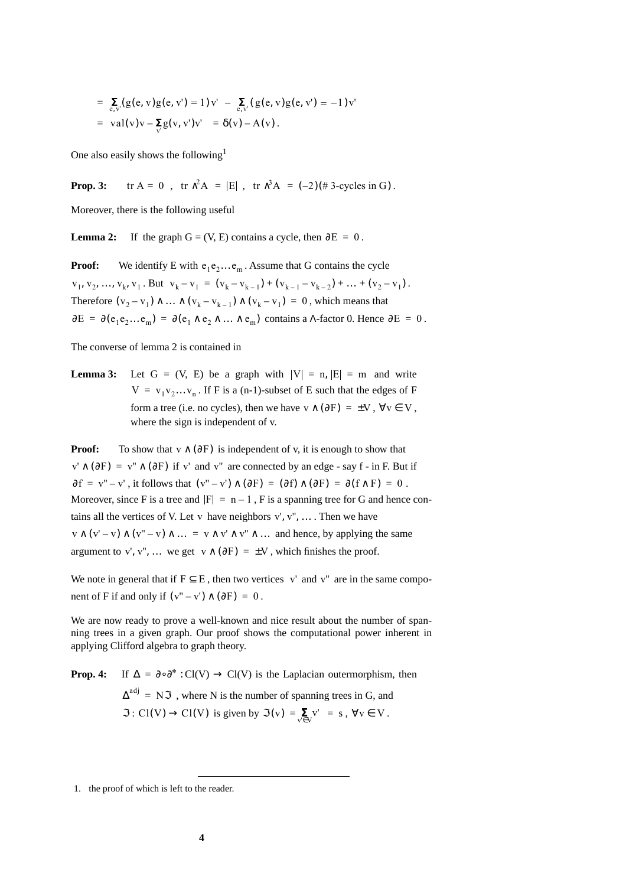$$= \sum_{e,v'} (g(e,v)g(e,v') = 1)v' - \sum_{e,v'} (g(e,v)g(e,v') = -1)v'$$
$$= \mathrm{val}(v)v - \sum_{v'} g(v,v')v' = \delta(v) - A(v).$$

One also easily shows the following[1]

**Prop. 3:** $\mathrm{tr}\, A = 0$ , $\mathrm{tr}\, \wedge^2 A = |E|$ , $\mathrm{tr}\, \wedge^3 A = (-2)(\#\ \text{3-cycles in G})$.

Moreover, there is the following useful

**Lemma 2:** If the graph $G = (V, E)$ contains a cycle, then $\partial E = 0$ .

**Proof:** We identify E with $e_1 e_2 \ldots e_m$ . Assume that G contains the cycle $v_1, v_2, \ldots, v_k, v_1$ . But $v_k - v_1 = (v_k - v_{k-1}) + (v_{k-1} - v_{k-2}) + \ldots + (v_2 - v_1)$ . Therefore $(v_2 - v_1) \wedge \ldots \wedge (v_k - v_{k-1}) \wedge (v_k - v_1) = 0$ , which means that $\partial E = \partial(e_1 e_2 \ldots e_m) = \partial(e_1 \wedge e_2 \wedge \ldots \wedge e_m)$ contains a $\wedge$-factor 0. Hence $\partial E = 0$ .

The converse of lemma 2 is contained in

**Lemma 3:** Let $G = (V, E)$ be a graph with $|V| = n, |E| = m$ and write $V = v_1 v_2 \ldots v_n$ . If F is a (n-1)-subset of E such that the edges of F form a tree (i.e. no cycles), then we have $v \wedge (\partial F) = \pm V$ , $\forall v \in V$ , where the sign is independent of v.

**Proof:** To show that $v \wedge (\partial F)$ is independent of v, it is enough to show that $v' \wedge (\partial F) = v'' \wedge (\partial F)$ if $v'$ and $v''$ are connected by an edge - say f - in F. But if $\partial f = v'' - v'$ , it follows that $(v'' - v') \wedge (\partial F) = (\partial f) \wedge (\partial F) = \partial(f \wedge F) = 0$ . Moreover, since F is a tree and $|F| = n - 1$ , F is a spanning tree for G and hence contains all the vertices of V. Let v have neighbors $v', v'', \ldots$ . Then we have $v \wedge (v' - v) \wedge (v'' - v) \wedge \ldots = v \wedge v' \wedge v'' \wedge \ldots$ and hence, by applying the same argument to $v', v'', \ldots$ we get $v \wedge (\partial F) = \pm V$ , which finishes the proof.

We note in general that if $F \subseteq E$ , then two vertices $v'$ and $v''$ are in the same component of F if and only if $(v'' - v') \wedge (\partial F) = 0$ .

We are now ready to prove a well-known and nice result about the number of spanning trees in a given graph. Our proof shows the computational power inherent in applying Clifford algebra to graph theory.

**Prop. 4:** If $\Delta = \partial \circ \partial^* : \mathrm{Cl}(V) \to \mathrm{Cl}(V)$ is the Laplacian outermorphism, then $\Delta^{\mathrm{adj}} = N\mathfrak{J}$ , where N is the number of spanning trees in G, and $\mathfrak{J} : \mathrm{Cl}(V) \to \mathrm{Cl}(V)$ is given by $\mathfrak{J}(v) = \sum_{v' \in V} v' = s$ , $\forall v \in V$ .

---

1. the proof of which is left to the reader.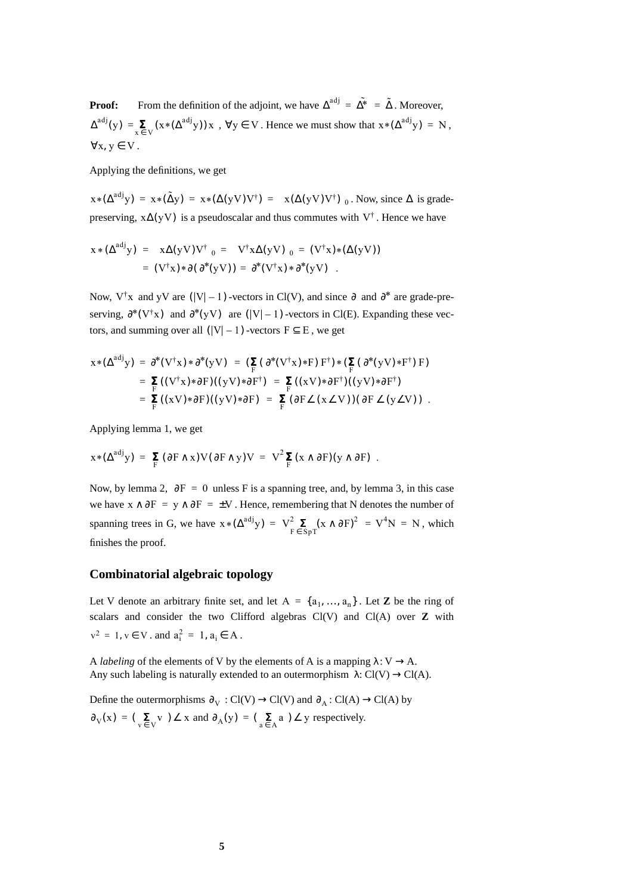**Proof:** From the definition of the adjoint, we have $\Delta^{adj} = \tilde{\Delta^*} = \tilde{\Delta}$. Moreover, $\Delta^{adj}(y) = \sum_{x \in V}(x * (\Delta^{adj}y))x$, $\forall y \in V$. Hence we must show that $x * (\Delta^{adj}y) = N$, $\forall x, y \in V$.

Applying the definitions, we get

$x * (\Delta^{adj}y) = x * (\tilde{\Delta}y) = x * (\Delta(yV)V^{\dagger}) = \langle x\Delta(yV)V^{\dagger}\rangle_0$. Now, since $\Delta$ is grade-preserving, $x\Delta(yV)$ is a pseudoscalar and thus commutes with $V^{\dagger}$. Hence we have

$$
\begin{aligned}
x * (\Delta^{adj}y) &= \langle x\Delta(yV)V^{\dagger}\rangle_0 = \langle V^{\dagger}x\Delta(yV)\rangle_0 = (V^{\dagger}x) * (\Delta(yV)) \\
&= (V^{\dagger}x) * \partial(\partial^*(yV)) = \partial^*(V^{\dagger}x) * \partial^*(yV) \quad .
\end{aligned}
$$

Now, $V^{\dagger}x$ and $yV$ are $(|V|-1)$-vectors in Cl(V), and since $\partial$ and $\partial^*$ are grade-preserving, $\partial^*(V^{\dagger}x)$ and $\partial^*(yV)$ are $(|V|-1)$-vectors in Cl(E). Expanding these vectors, and summing over all $(|V|-1)$-vectors $F \subseteq E$, we get

$$
\begin{aligned}
x * (\Delta^{adj}y) &= \partial^*(V^{\dagger}x) * \partial^*(yV) = \left(\sum_F (\partial^*(V^{\dagger}x) * F)F^{\dagger}\right) * \left(\sum_F (\partial^*(yV) * F^{\dagger})F\right) \\
&= \sum_F ((V^{\dagger}x) * \partial F)((yV) * \partial F^{\dagger}) = \sum_F ((xV) * \partial F^{\dagger})((yV) * \partial F^{\dagger}) \\
&= \sum_F ((xV) * \partial F)((yV) * \partial F) = \sum_F (\partial F \angle (x \angle V))(\partial F \angle (y \angle V)) \quad .
\end{aligned}
$$

Applying lemma 1, we get

$$
x * (\Delta^{adj}y) = \sum_F (\partial F \wedge x)V(\partial F \wedge y)V = V^2 \sum_F (x \wedge \partial F)(y \wedge \partial F) \quad .
$$

Now, by lemma 2, $\partial F = 0$ unless F is a spanning tree, and, by lemma 3, in this case we have $x \wedge \partial F = y \wedge \partial F = \pm V$. Hence, remembering that N denotes the number of spanning trees in G, we have $x * (\Delta^{adj}y) = V^2 \sum_{F \in SpT} (x \wedge \partial F)^2 = V^4 N = N$, which finishes the proof.

## Combinatorial algebraic topology

Let V denote an arbitrary finite set, and let $A = \{a_1, \ldots, a_n\}$. Let **Z** be the ring of scalars and consider the two Clifford algebras Cl(V) and Cl(A) over **Z** with $v^2 = 1, v \in V$. and $a_i^2 = 1, a_i \in A$.

A *labeling* of the elements of V by the elements of A is a mapping $\lambda: V \rightarrow A$.
Any such labeling is naturally extended to an outermorphism $\lambda$: Cl(V) $\rightarrow$ Cl(A).

Define the outermorphisms $\partial_V$ : Cl(V) $\rightarrow$ Cl(V) and $\partial_A$ : Cl(A) $\rightarrow$ Cl(A) by $\partial_V(x) = \left(\sum_{v \in V} v\right) \angle x$ and $\partial_A(y) = \left(\sum_{a \in A} a\right) \angle y$ respectively.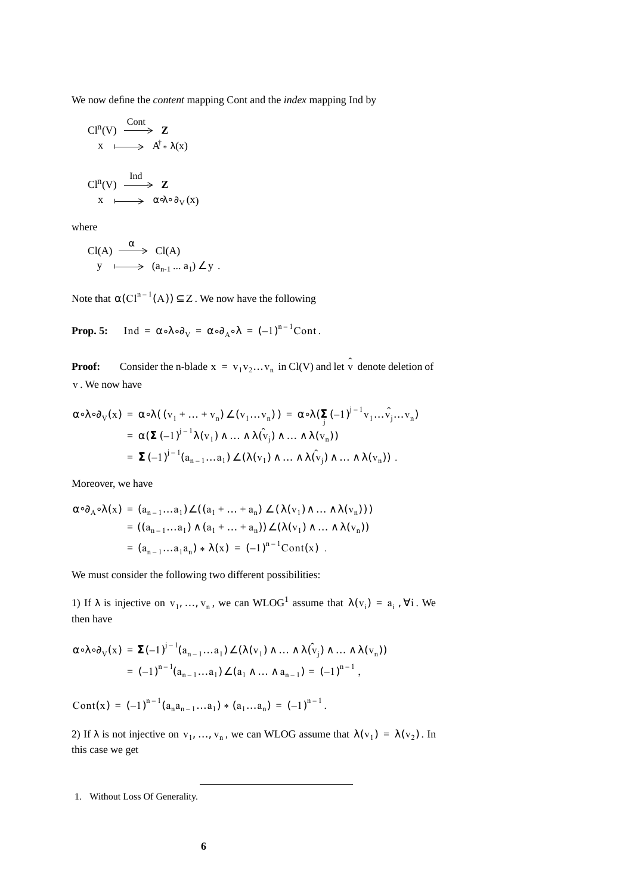We now define the *content* mapping Cont and the *index* mapping Ind by

$$\begin{aligned} \mathrm{Cl}^n(V) &\xrightarrow{\text{Cont}} \mathbf{Z} \\ x &\longmapsto A^\dagger * \lambda(x) \end{aligned}$$

$$\begin{aligned} \mathrm{Cl}^n(V) &\xrightarrow{\text{Ind}} \mathbf{Z} \\ x &\longmapsto \alpha \circ \lambda \circ \partial_V(x) \end{aligned}$$

where

$$\begin{aligned} \mathrm{Cl}(A) &\xrightarrow{\alpha} \mathrm{Cl}(A) \\ y &\longmapsto (a_{n-1} \dots a_1) \angle y \ . \end{aligned}$$

Note that $\alpha(\mathrm{Cl}^{n-1}(A)) \subseteq Z$. We now have the following

**Prop. 5:** $\quad \mathrm{Ind} = \alpha \circ \lambda \circ \partial_V = \alpha \circ \partial_A \circ \lambda = (-1)^{n-1} \mathrm{Cont}$.

**Proof:** Consider the n-blade $x = v_1 v_2 \dots v_n$ in Cl(V) and let $\hat{v}$ denote deletion of $v$. We now have

$$\begin{aligned} \alpha \circ \lambda \circ \partial_V(x) &= \alpha \circ \lambda((v_1 + \dots + v_n) \angle (v_1 \dots v_n)) = \alpha \circ \lambda(\sum_j (-1)^{j-1} v_1 \dots \hat{v}_j \dots v_n) \\ &= \alpha(\Sigma (-1)^{j-1} \lambda(v_1) \wedge \dots \wedge \lambda(\hat{v}_j) \wedge \dots \wedge \lambda(v_n)) \\ &= \Sigma (-1)^{j-1} (a_{n-1} \dots a_1) \angle (\lambda(v_1) \wedge \dots \wedge \lambda(\hat{v}_j) \wedge \dots \wedge \lambda(v_n)) \ . \end{aligned}$$

Moreover, we have

$$\begin{aligned} \alpha \circ \partial_A \circ \lambda(x) &= (a_{n-1} \dots a_1) \angle ((a_1 + \dots + a_n) \angle (\lambda(v_1) \wedge \dots \wedge \lambda(v_n))) \\ &= ((a_{n-1} \dots a_1) \wedge (a_1 + \dots + a_n)) \angle (\lambda(v_1) \wedge \dots \wedge \lambda(v_n)) \\ &= (a_{n-1} \dots a_1 a_n) * \lambda(x) = (-1)^{n-1} \mathrm{Cont}(x) \ . \end{aligned}$$

We must consider the following two different possibilities:

1) If $\lambda$ is injective on $v_1, \dots, v_n$, we can WLOG[1] assume that $\lambda(v_i) = a_i, \forall i$. We then have

$$\begin{aligned} \alpha \circ \lambda \circ \partial_V(x) &= \Sigma (-1)^{j-1} (a_{n-1} \dots a_1) \angle (\lambda(v_1) \wedge \dots \wedge \lambda(\hat{v}_j) \wedge \dots \wedge \lambda(v_n)) \\ &= (-1)^{n-1} (a_{n-1} \dots a_1) \angle (a_1 \wedge \dots \wedge a_{n-1}) = (-1)^{n-1} \ , \end{aligned}$$

$$\mathrm{Cont}(x) = (-1)^{n-1} (a_n a_{n-1} \dots a_1) * (a_1 \dots a_n) = (-1)^{n-1} \ .$$

2) If $\lambda$ is not injective on $v_1, \dots, v_n$, we can WLOG assume that $\lambda(v_1) = \lambda(v_2)$. In this case we get

1. Without Loss Of Generality.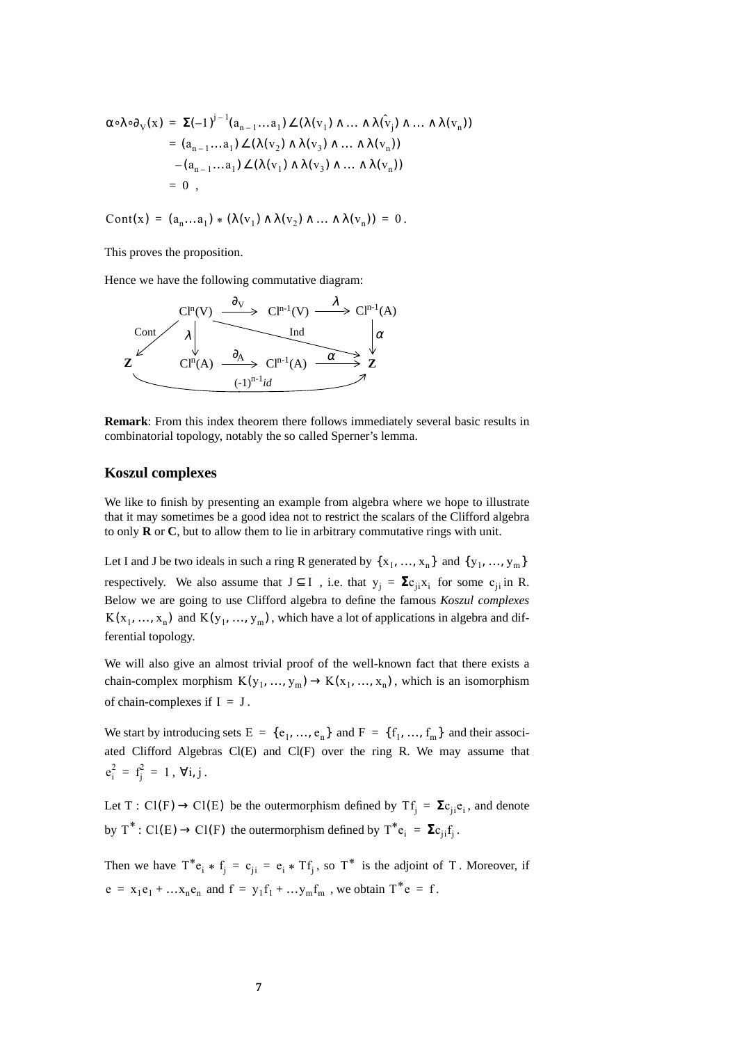$$
\begin{aligned}
\alpha\circ\lambda\circ\partial_V(x) &= \Sigma(-1)^{j-1}(a_{n-1}\ldots a_1)\angle(\lambda(v_1)\wedge\ldots\wedge\lambda(\hat{v}_j)\wedge\ldots\wedge\lambda(v_n)) \\
&= (a_{n-1}\ldots a_1)\angle(\lambda(v_2)\wedge\lambda(v_3)\wedge\ldots\wedge\lambda(v_n)) \\
&\quad -(a_{n-1}\ldots a_1)\angle(\lambda(v_1)\wedge\lambda(v_3)\wedge\ldots\wedge\lambda(v_n)) \\
&= 0\ ,
\end{aligned}
$$

$$
\mathrm{Cont}(x) = (a_n\ldots a_1) * (\lambda(v_1)\wedge\lambda(v_2)\wedge\ldots\wedge\lambda(v_n)) = 0\,.
$$

This proves the proposition.

Hence we have the following commutative diagram:

$$
\begin{array}{ccccc}
 & Cl^n(V) & \xrightarrow{\partial_V} & Cl^{n-1}(V) & \xrightarrow{\lambda} & Cl^{n-1}(A) \\
\swarrow^{\text{Cont}} & \downarrow \lambda & & \searrow^{\text{Ind}} & & \downarrow \alpha \\
\mathbf{Z} & Cl^n(A) & \xrightarrow{\partial_A} & Cl^{n-1}(A) & \xrightarrow{\alpha} & \mathbf{Z}
\end{array}
$$

with the bottom arrow $\mathbf{Z} \to \mathbf{Z}$ given by $(-1)^{n-1}id$.

**Remark**: From this index theorem there follows immediately several basic results in combinatorial topology, notably the so called Sperner's lemma.

## Koszul complexes

We like to finish by presenting an example from algebra where we hope to illustrate that it may sometimes be a good idea not to restrict the scalars of the Clifford algebra to only **R** or **C**, but to allow them to lie in arbitrary commutative rings with unit.

Let I and J be two ideals in such a ring R generated by $\{x_1, \ldots, x_n\}$ and $\{y_1, \ldots, y_m\}$ respectively. We also assume that $J \subseteq I$, i.e. that $y_j = \Sigma c_{ji}x_i$ for some $c_{ji}$ in R. Below we are going to use Clifford algebra to define the famous *Koszul complexes* $K(x_1, \ldots, x_n)$ and $K(y_1, \ldots, y_m)$, which have a lot of applications in algebra and differential topology.

We will also give an almost trivial proof of the well-known fact that there exists a chain-complex morphism $K(y_1, \ldots, y_m) \to K(x_1, \ldots, x_n)$, which is an isomorphism of chain-complexes if $I = J$.

We start by introducing sets $E = \{e_1, \ldots, e_n\}$ and $F = \{f_1, \ldots, f_m\}$ and their associated Clifford Algebras Cl(E) and Cl(F) over the ring R. We may assume that $e_i^2 = f_j^2 = 1$, $\forall i, j$.

Let $T : Cl(F) \to Cl(E)$ be the outermorphism defined by $Tf_j = \Sigma c_{ji}e_i$, and denote by $T^* : Cl(E) \to Cl(F)$ the outermorphism defined by $T^*e_i = \Sigma c_{ji}f_j$.

Then we have $T^*e_i * f_j = c_{ji} = e_i * Tf_j$, so $T^*$ is the adjoint of $T$. Moreover, if $e = x_1e_1 + \ldots x_ne_n$ and $f = y_1f_1 + \ldots y_mf_m$, we obtain $T^*e = f$.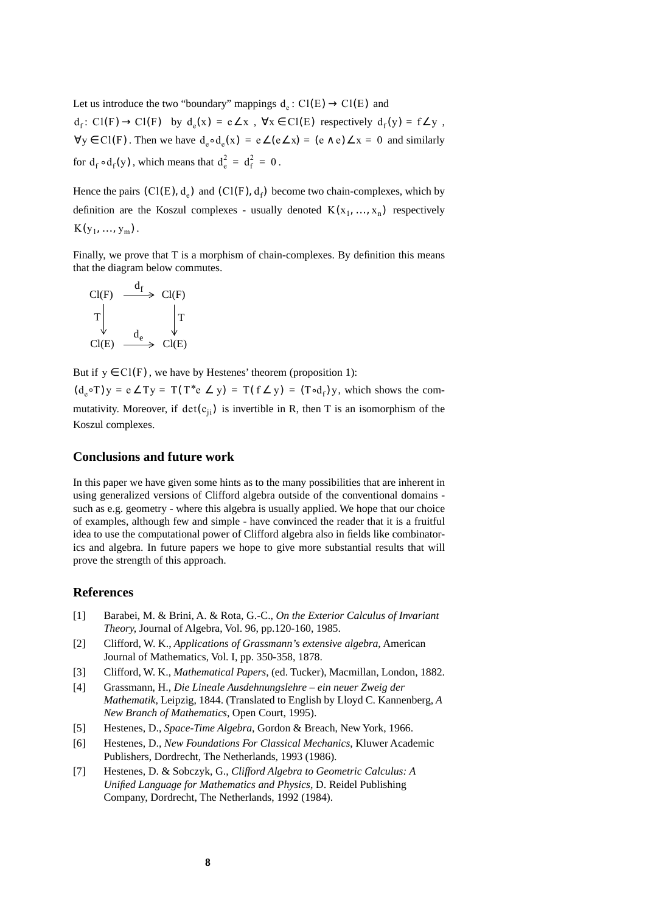Let us introduce the two "boundary" mappings $d_e : Cl(E) \to Cl(E)$ and $d_f : Cl(F) \to Cl(F)$ by $d_e(x) = e \angle x$, $\forall x \in Cl(E)$ respectively $d_f(y) = f \angle y$, $\forall y \in Cl(F)$. Then we have $d_e \circ d_e(x) = e \angle (e \angle x) = (e \wedge e) \angle x = 0$ and similarly for $d_f \circ d_f(y)$, which means that $d_e^2 = d_f^2 = 0$.

Hence the pairs $(Cl(E), d_e)$ and $(Cl(F), d_f)$ become two chain-complexes, which by definition are the Koszul complexes - usually denoted $K(x_1, \ldots, x_n)$ respectively $K(y_1, \ldots, y_m)$.

Finally, we prove that T is a morphism of chain-complexes. By definition this means that the diagram below commutes.

$$\begin{array}{ccc} Cl(F) & \xrightarrow{d_f} & Cl(F) \\ T \downarrow & & \downarrow T \\ Cl(E) & \xrightarrow{d_e} & Cl(E) \end{array}$$

But if $y \in Cl(F)$, we have by Hestenes' theorem (proposition 1):

$(d_e \circ T)y = e \angle Ty = T(T^* e \angle y) = T(f \angle y) = (T \circ d_f)y$, which shows the commutativity. Moreover, if $\det(c_{ji})$ is invertible in R, then T is an isomorphism of the Koszul complexes.

## Conclusions and future work

In this paper we have given some hints as to the many possibilities that are inherent in using generalized versions of Clifford algebra outside of the conventional domains - such as e.g. geometry - where this algebra is usually applied. We hope that our choice of examples, although few and simple - have convinced the reader that it is a fruitful idea to use the computational power of Clifford algebra also in fields like combinatorics and algebra. In future papers we hope to give more substantial results that will prove the strength of this approach.

## References

[1] Barabei, M. & Brini, A. & Rota, G.-C., *On the Exterior Calculus of Invariant Theory*, Journal of Algebra, Vol. 96, pp.120-160, 1985.

[2] Clifford, W. K., *Applications of Grassmann's extensive algebra*, American Journal of Mathematics, Vol. I, pp. 350-358, 1878.

[3] Clifford, W. K., *Mathematical Papers*, (ed. Tucker), Macmillan, London, 1882.

[4] Grassmann, H., *Die Lineale Ausdehnungslehre – ein neuer Zweig der Mathematik*, Leipzig, 1844. (Translated to English by Lloyd C. Kannenberg, *A New Branch of Mathematics*, Open Court, 1995).

[5] Hestenes, D., *Space-Time Algebra*, Gordon & Breach, New York, 1966.

[6] Hestenes, D., *New Foundations For Classical Mechanics*, Kluwer Academic Publishers, Dordrecht, The Netherlands, 1993 (1986).

[7] Hestenes, D. & Sobczyk, G., *Clifford Algebra to Geometric Calculus: A Unified Language for Mathematics and Physics*, D. Reidel Publishing Company, Dordrecht, The Netherlands, 1992 (1984).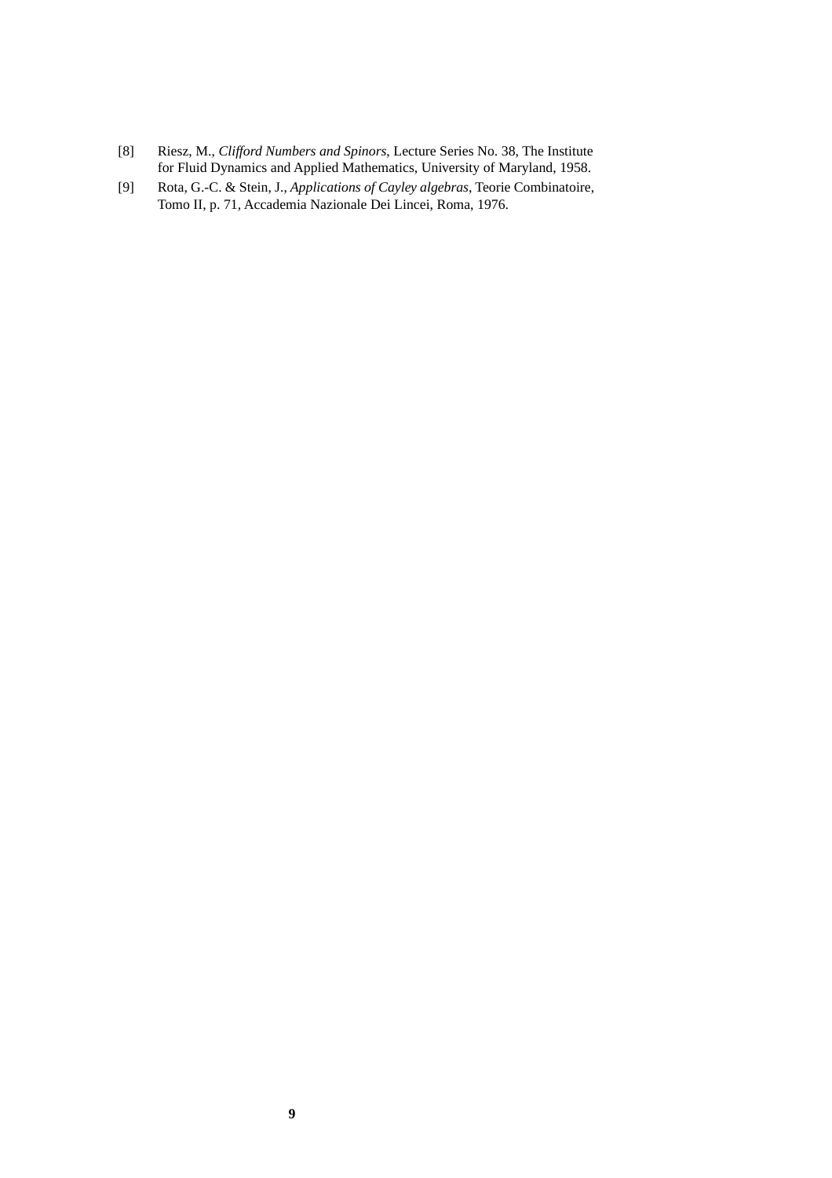[8] Riesz, M., *Clifford Numbers and Spinors*, Lecture Series No. 38, The Institute for Fluid Dynamics and Applied Mathematics, University of Maryland, 1958.

[9] Rota, G.-C. & Stein, J., *Applications of Cayley algebras*, Teorie Combinatoire, Tomo II, p. 71, Accademia Nazionale Dei Lincei, Roma, 1976.